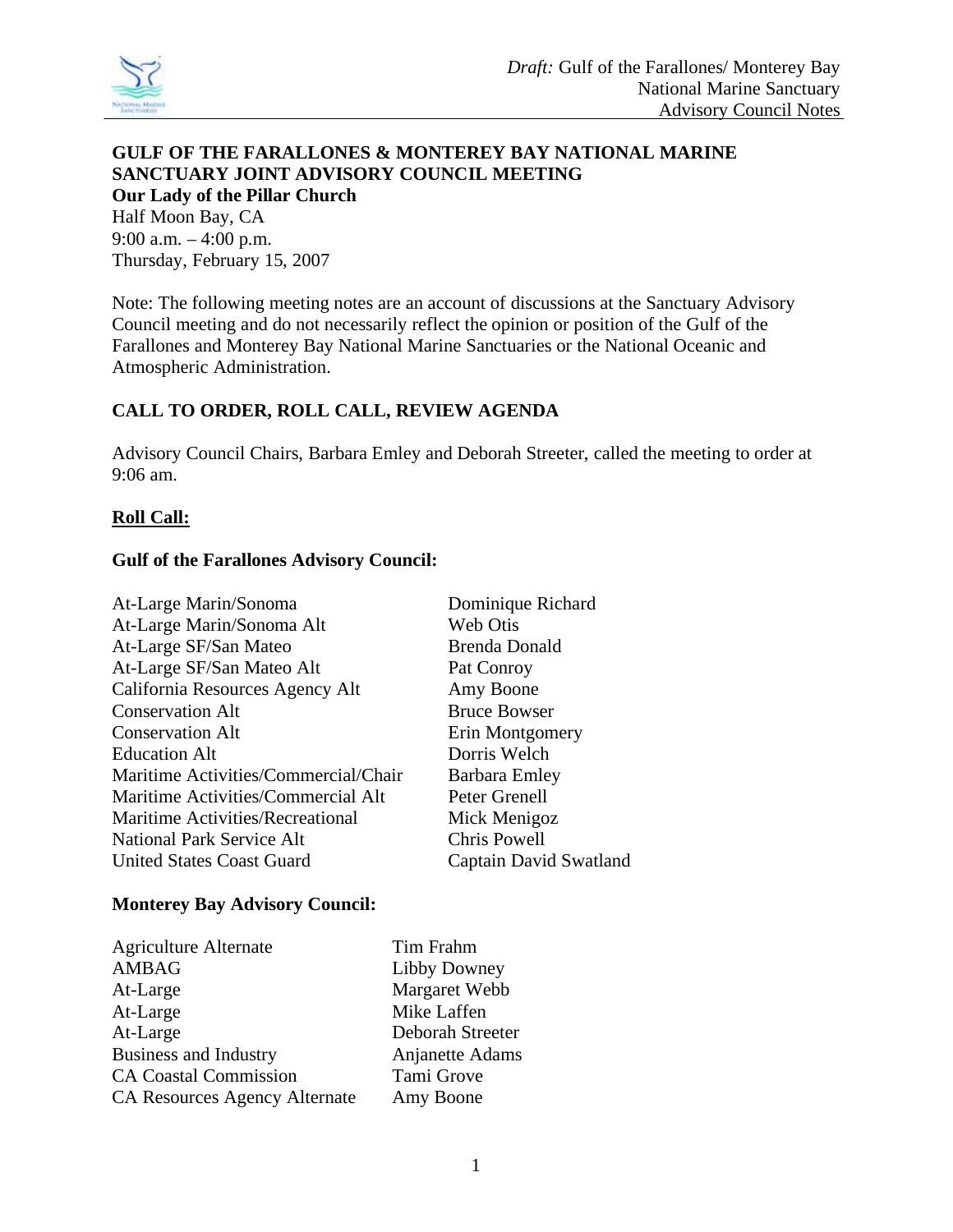# GULF OF THE FARALLONES & MONTEREY BAY NATIONAL MARINE SANCTUARY JOINT ADVISORY COUNCIL MEETING

**Our Lady of the Pillar Church**

Half Moon Bay, CA
9:00 a.m. – 4:00 p.m.
Thursday, February 15, 2007

Note: The following meeting notes are an account of discussions at the Sanctuary Advisory Council meeting and do not necessarily reflect the opinion or position of the Gulf of the Farallones and Monterey Bay National Marine Sanctuaries or the National Oceanic and Atmospheric Administration.

## CALL TO ORDER, ROLL CALL, REVIEW AGENDA

Advisory Council Chairs, Barbara Emley and Deborah Streeter, called the meeting to order at 9:06 am.

### Roll Call:

**Gulf of the Farallones Advisory Council:**

| | |
|---|---|
| At-Large Marin/Sonoma | Dominique Richard |
| At-Large Marin/Sonoma Alt | Web Otis |
| At-Large SF/San Mateo | Brenda Donald |
| At-Large SF/San Mateo Alt | Pat Conroy |
| California Resources Agency Alt | Amy Boone |
| Conservation Alt | Bruce Bowser |
| Conservation Alt | Erin Montgomery |
| Education Alt | Dorris Welch |
| Maritime Activities/Commercial/Chair | Barbara Emley |
| Maritime Activities/Commercial Alt | Peter Grenell |
| Maritime Activities/Recreational | Mick Menigoz |
| National Park Service Alt | Chris Powell |
| United States Coast Guard | Captain David Swatland |

**Monterey Bay Advisory Council:**

| | |
|---|---|
| Agriculture Alternate | Tim Frahm |
| AMBAG | Libby Downey |
| At-Large | Margaret Webb |
| At-Large | Mike Laffen |
| At-Large | Deborah Streeter |
| Business and Industry | Anjanette Adams |
| CA Coastal Commission | Tami Grove |
| CA Resources Agency Alternate | Amy Boone |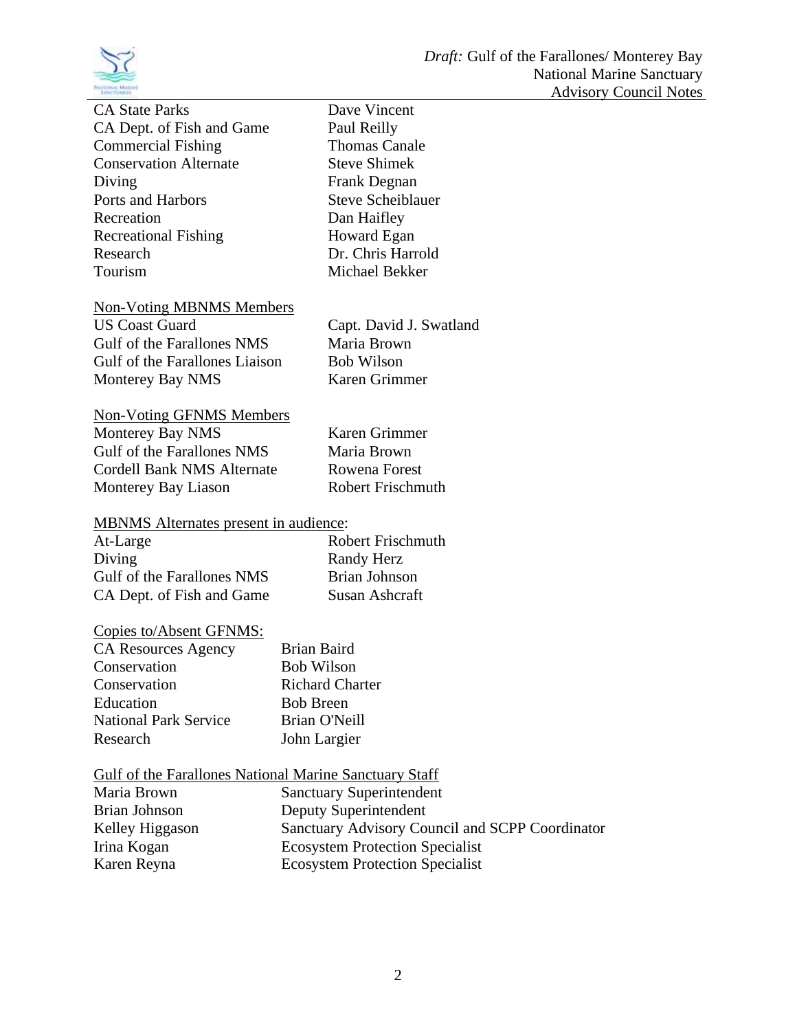| | |
|---|---|
| CA State Parks | Dave Vincent |
| CA Dept. of Fish and Game | Paul Reilly |
| Commercial Fishing | Thomas Canale |
| Conservation Alternate | Steve Shimek |
| Diving | Frank Degnan |
| Ports and Harbors | Steve Scheiblauer |
| Recreation | Dan Haifley |
| Recreational Fishing | Howard Egan |
| Research | Dr. Chris Harrold |
| Tourism | Michael Bekker |

<u>Non-Voting MBNMS Members</u>

| | |
|---|---|
| US Coast Guard | Capt. David J. Swatland |
| Gulf of the Farallones NMS | Maria Brown |
| Gulf of the Farallones Liaison | Bob Wilson |
| Monterey Bay NMS | Karen Grimmer |

<u>Non-Voting GFNMS Members</u>

| | |
|---|---|
| Monterey Bay NMS | Karen Grimmer |
| Gulf of the Farallones NMS | Maria Brown |
| Cordell Bank NMS Alternate | Rowena Forest |
| Monterey Bay Liason | Robert Frischmuth |

<u>MBNMS Alternates present in audience</u>:

| | |
|---|---|
| At-Large | Robert Frischmuth |
| Diving | Randy Herz |
| Gulf of the Farallones NMS | Brian Johnson |
| CA Dept. of Fish and Game | Susan Ashcraft |

<u>Copies to/Absent GFNMS:</u>

| | |
|---|---|
| CA Resources Agency | Brian Baird |
| Conservation | Bob Wilson |
| Conservation | Richard Charter |
| Education | Bob Breen |
| National Park Service | Brian O'Neill |
| Research | John Largier |

<u>Gulf of the Farallones National Marine Sanctuary Staff</u>

| | |
|---|---|
| Maria Brown | Sanctuary Superintendent |
| Brian Johnson | Deputy Superintendent |
| Kelley Higgason | Sanctuary Advisory Council and SCPP Coordinator |
| Irina Kogan | Ecosystem Protection Specialist |
| Karen Reyna | Ecosystem Protection Specialist |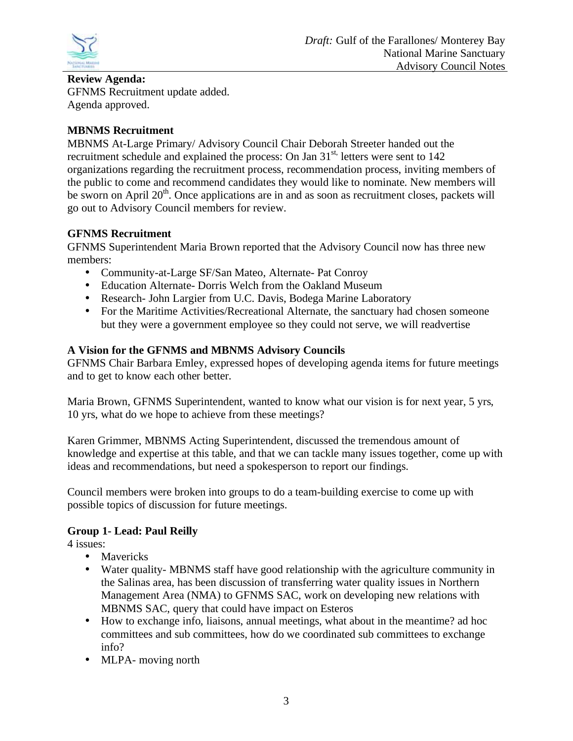**Review Agenda:**
GFNMS Recruitment update added.
Agenda approved.

**MBNMS Recruitment**
MBNMS At-Large Primary/ Advisory Council Chair Deborah Streeter handed out the recruitment schedule and explained the process: On Jan 31st, letters were sent to 142 organizations regarding the recruitment process, recommendation process, inviting members of the public to come and recommend candidates they would like to nominate. New members will be sworn on April 20th. Once applications are in and as soon as recruitment closes, packets will go out to Advisory Council members for review.

**GFNMS Recruitment**
GFNMS Superintendent Maria Brown reported that the Advisory Council now has three new members:

- Community-at-Large SF/San Mateo, Alternate- Pat Conroy
- Education Alternate- Dorris Welch from the Oakland Museum
- Research- John Largier from U.C. Davis, Bodega Marine Laboratory
- For the Maritime Activities/Recreational Alternate, the sanctuary had chosen someone but they were a government employee so they could not serve, we will readvertise

**A Vision for the GFNMS and MBNMS Advisory Councils**
GFNMS Chair Barbara Emley, expressed hopes of developing agenda items for future meetings and to get to know each other better.

Maria Brown, GFNMS Superintendent, wanted to know what our vision is for next year, 5 yrs, 10 yrs, what do we hope to achieve from these meetings?

Karen Grimmer, MBNMS Acting Superintendent, discussed the tremendous amount of knowledge and expertise at this table, and that we can tackle many issues together, come up with ideas and recommendations, but need a spokesperson to report our findings.

Council members were broken into groups to do a team-building exercise to come up with possible topics of discussion for future meetings.

**Group 1- Lead: Paul Reilly**
4 issues:

- Mavericks
- Water quality- MBNMS staff have good relationship with the agriculture community in the Salinas area, has been discussion of transferring water quality issues in Northern Management Area (NMA) to GFNMS SAC, work on developing new relations with MBNMS SAC, query that could have impact on Esteros
- How to exchange info, liaisons, annual meetings, what about in the meantime? ad hoc committees and sub committees, how do we coordinated sub committees to exchange info?
- MLPA- moving north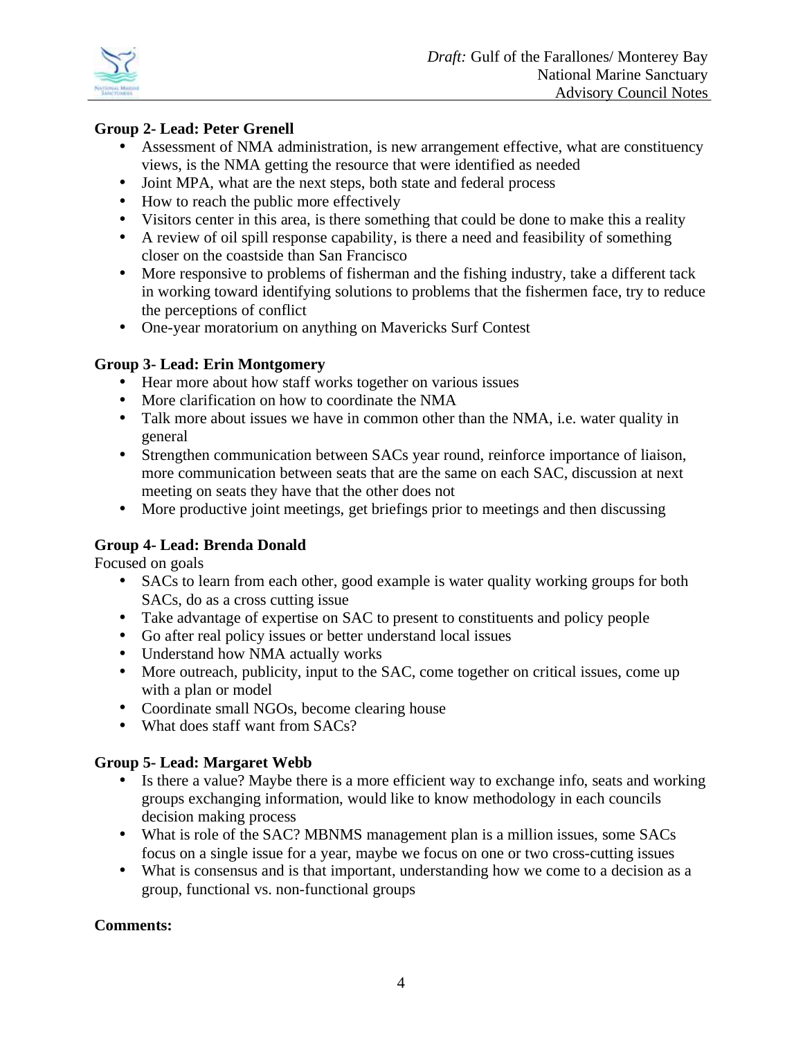**Group 2- Lead: Peter Grenell**

- Assessment of NMA administration, is new arrangement effective, what are constituency views, is the NMA getting the resource that were identified as needed
- Joint MPA, what are the next steps, both state and federal process
- How to reach the public more effectively
- Visitors center in this area, is there something that could be done to make this a reality
- A review of oil spill response capability, is there a need and feasibility of something closer on the coastside than San Francisco
- More responsive to problems of fisherman and the fishing industry, take a different tack in working toward identifying solutions to problems that the fishermen face, try to reduce the perceptions of conflict
- One-year moratorium on anything on Mavericks Surf Contest

**Group 3- Lead: Erin Montgomery**

- Hear more about how staff works together on various issues
- More clarification on how to coordinate the NMA
- Talk more about issues we have in common other than the NMA, i.e. water quality in general
- Strengthen communication between SACs year round, reinforce importance of liaison, more communication between seats that are the same on each SAC, discussion at next meeting on seats they have that the other does not
- More productive joint meetings, get briefings prior to meetings and then discussing

**Group 4- Lead: Brenda Donald**

Focused on goals

- SACs to learn from each other, good example is water quality working groups for both SACs, do as a cross cutting issue
- Take advantage of expertise on SAC to present to constituents and policy people
- Go after real policy issues or better understand local issues
- Understand how NMA actually works
- More outreach, publicity, input to the SAC, come together on critical issues, come up with a plan or model
- Coordinate small NGOs, become clearing house
- What does staff want from SACs?

**Group 5- Lead: Margaret Webb**

- Is there a value? Maybe there is a more efficient way to exchange info, seats and working groups exchanging information, would like to know methodology in each councils decision making process
- What is role of the SAC? MBNMS management plan is a million issues, some SACs focus on a single issue for a year, maybe we focus on one or two cross-cutting issues
- What is consensus and is that important, understanding how we come to a decision as a group, functional vs. non-functional groups

**Comments:**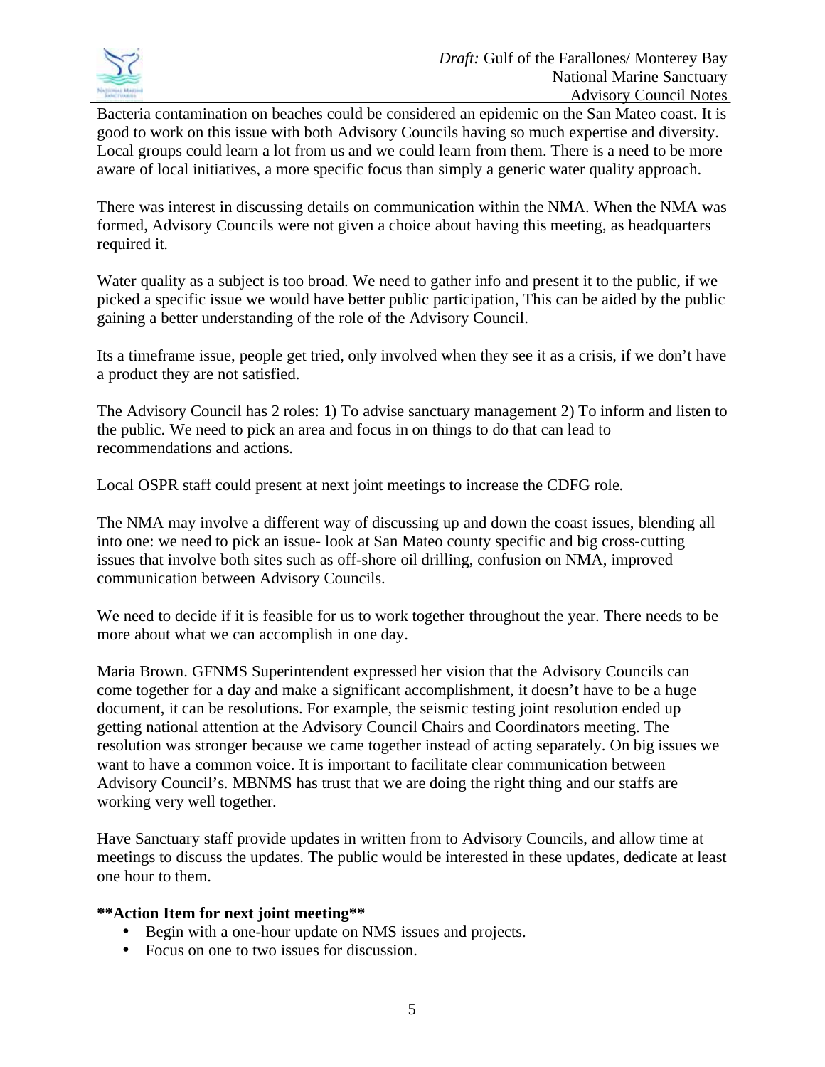Bacteria contamination on beaches could be considered an epidemic on the San Mateo coast. It is good to work on this issue with both Advisory Councils having so much expertise and diversity. Local groups could learn a lot from us and we could learn from them. There is a need to be more aware of local initiatives, a more specific focus than simply a generic water quality approach.

There was interest in discussing details on communication within the NMA. When the NMA was formed, Advisory Councils were not given a choice about having this meeting, as headquarters required it.

Water quality as a subject is too broad. We need to gather info and present it to the public, if we picked a specific issue we would have better public participation, This can be aided by the public gaining a better understanding of the role of the Advisory Council.

Its a timeframe issue, people get tried, only involved when they see it as a crisis, if we don't have a product they are not satisfied.

The Advisory Council has 2 roles: 1) To advise sanctuary management 2) To inform and listen to the public. We need to pick an area and focus in on things to do that can lead to recommendations and actions.

Local OSPR staff could present at next joint meetings to increase the CDFG role.

The NMA may involve a different way of discussing up and down the coast issues, blending all into one: we need to pick an issue- look at San Mateo county specific and big cross-cutting issues that involve both sites such as off-shore oil drilling, confusion on NMA, improved communication between Advisory Councils.

We need to decide if it is feasible for us to work together throughout the year. There needs to be more about what we can accomplish in one day.

Maria Brown. GFNMS Superintendent expressed her vision that the Advisory Councils can come together for a day and make a significant accomplishment, it doesn't have to be a huge document, it can be resolutions. For example, the seismic testing joint resolution ended up getting national attention at the Advisory Council Chairs and Coordinators meeting. The resolution was stronger because we came together instead of acting separately. On big issues we want to have a common voice. It is important to facilitate clear communication between Advisory Council's. MBNMS has trust that we are doing the right thing and our staffs are working very well together.

Have Sanctuary staff provide updates in written from to Advisory Councils, and allow time at meetings to discuss the updates. The public would be interested in these updates, dedicate at least one hour to them.

**\*\*Action Item for next joint meeting\*\***

- Begin with a one-hour update on NMS issues and projects.
- Focus on one to two issues for discussion.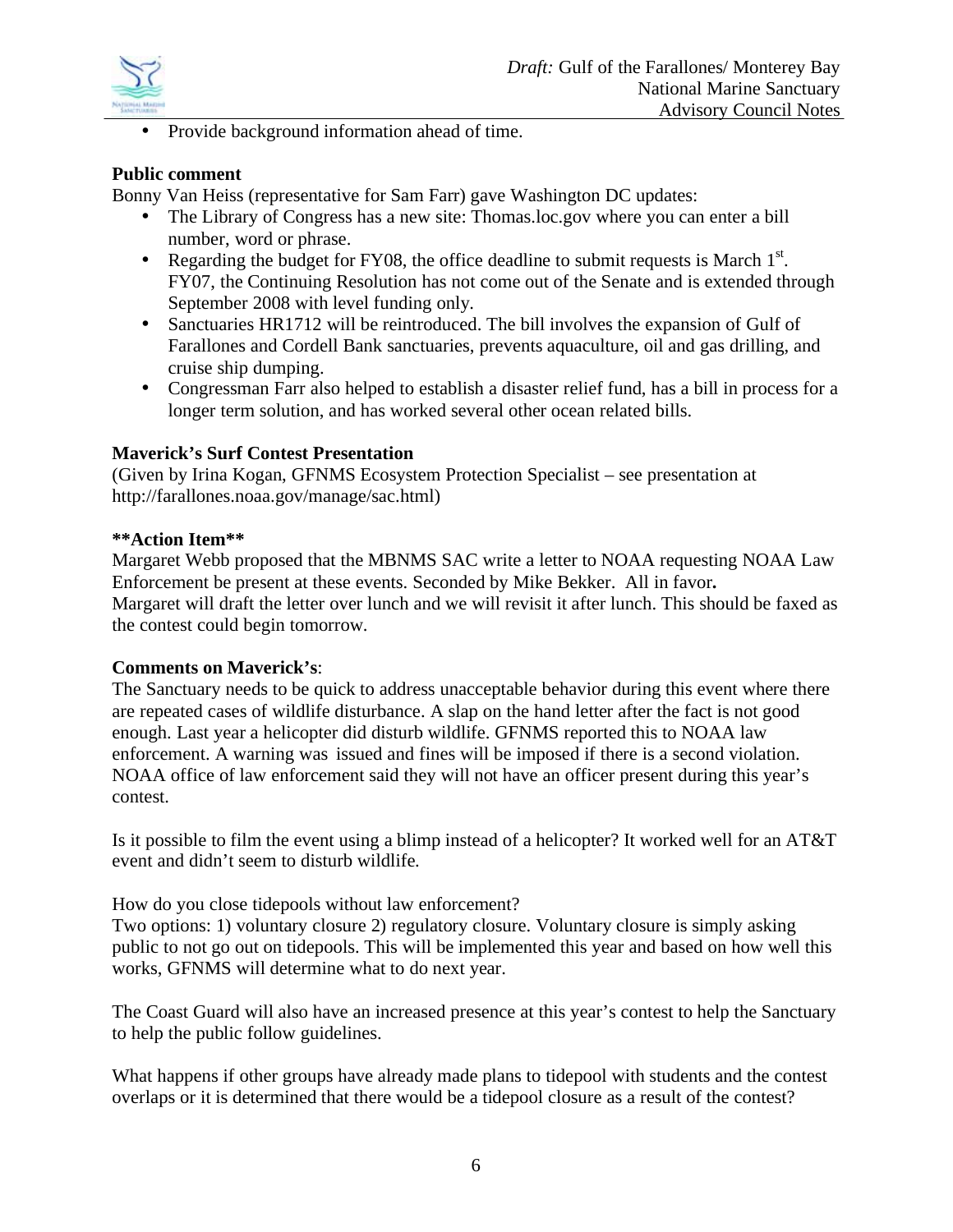- Provide background information ahead of time.

**Public comment**

Bonny Van Heiss (representative for Sam Farr) gave Washington DC updates:

- The Library of Congress has a new site: Thomas.loc.gov where you can enter a bill number, word or phrase.
- Regarding the budget for FY08, the office deadline to submit requests is March 1st. FY07, the Continuing Resolution has not come out of the Senate and is extended through September 2008 with level funding only.
- Sanctuaries HR1712 will be reintroduced. The bill involves the expansion of Gulf of Farallones and Cordell Bank sanctuaries, prevents aquaculture, oil and gas drilling, and cruise ship dumping.
- Congressman Farr also helped to establish a disaster relief fund, has a bill in process for a longer term solution, and has worked several other ocean related bills.

**Maverick's Surf Contest Presentation**

(Given by Irina Kogan, GFNMS Ecosystem Protection Specialist – see presentation at http://farallones.noaa.gov/manage/sac.html)

**\*\*Action Item\*\***

Margaret Webb proposed that the MBNMS SAC write a letter to NOAA requesting NOAA Law Enforcement be present at these events. Seconded by Mike Bekker. All in favor**.**

Margaret will draft the letter over lunch and we will revisit it after lunch. This should be faxed as the contest could begin tomorrow.

**Comments on Maverick's**:

The Sanctuary needs to be quick to address unacceptable behavior during this event where there are repeated cases of wildlife disturbance. A slap on the hand letter after the fact is not good enough. Last year a helicopter did disturb wildlife. GFNMS reported this to NOAA law enforcement. A warning was issued and fines will be imposed if there is a second violation. NOAA office of law enforcement said they will not have an officer present during this year's contest.

Is it possible to film the event using a blimp instead of a helicopter? It worked well for an AT&T event and didn't seem to disturb wildlife.

How do you close tidepools without law enforcement?

Two options: 1) voluntary closure 2) regulatory closure. Voluntary closure is simply asking public to not go out on tidepools. This will be implemented this year and based on how well this works, GFNMS will determine what to do next year.

The Coast Guard will also have an increased presence at this year's contest to help the Sanctuary to help the public follow guidelines.

What happens if other groups have already made plans to tidepool with students and the contest overlaps or it is determined that there would be a tidepool closure as a result of the contest?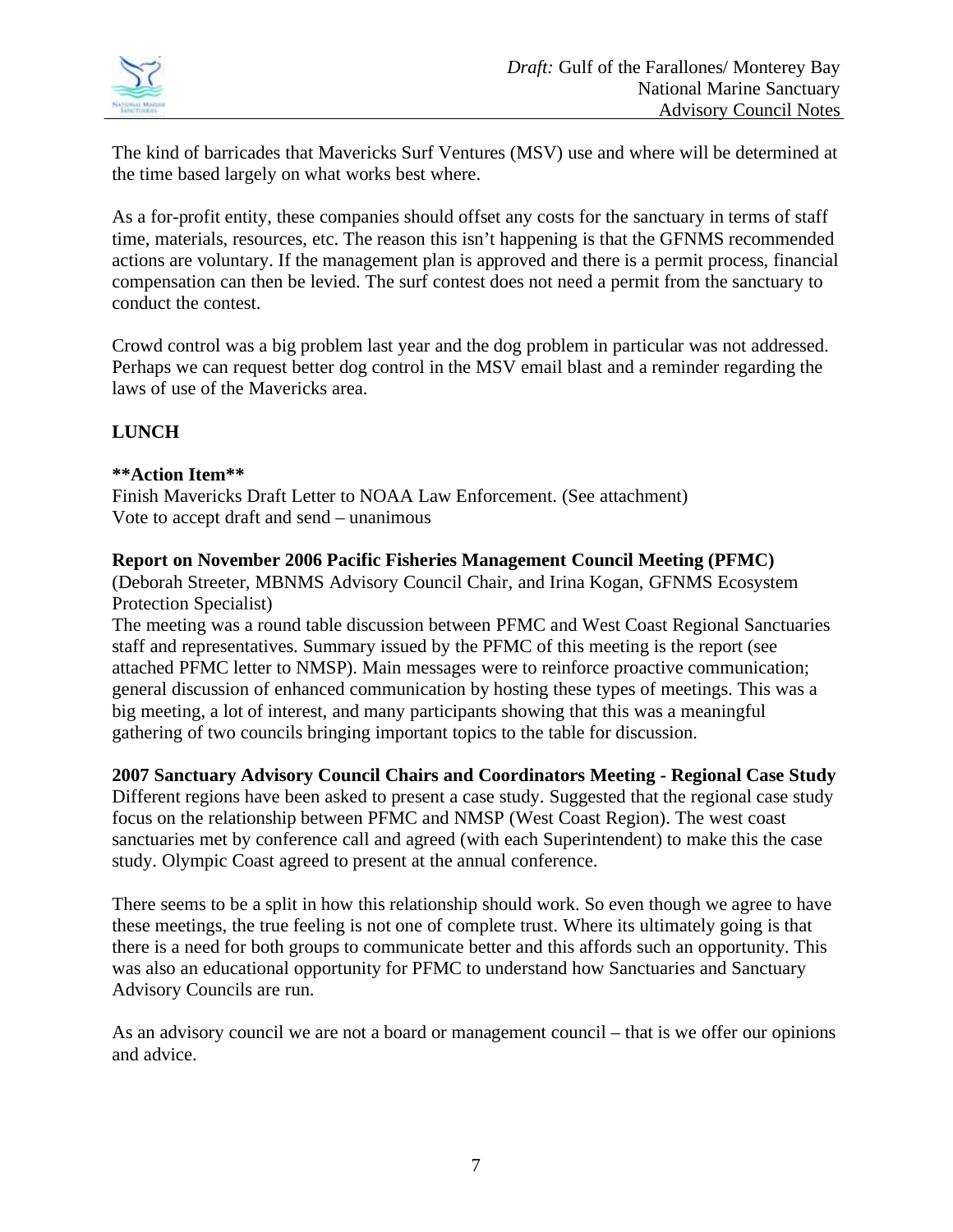The kind of barricades that Mavericks Surf Ventures (MSV) use and where will be determined at the time based largely on what works best where.

As a for-profit entity, these companies should offset any costs for the sanctuary in terms of staff time, materials, resources, etc. The reason this isn't happening is that the GFNMS recommended actions are voluntary. If the management plan is approved and there is a permit process, financial compensation can then be levied. The surf contest does not need a permit from the sanctuary to conduct the contest.

Crowd control was a big problem last year and the dog problem in particular was not addressed. Perhaps we can request better dog control in the MSV email blast and a reminder regarding the laws of use of the Mavericks area.

**LUNCH**

****Action Item****
Finish Mavericks Draft Letter to NOAA Law Enforcement. (See attachment)
Vote to accept draft and send – unanimous

**Report on November 2006 Pacific Fisheries Management Council Meeting (PFMC)**
(Deborah Streeter, MBNMS Advisory Council Chair, and Irina Kogan, GFNMS Ecosystem Protection Specialist)
The meeting was a round table discussion between PFMC and West Coast Regional Sanctuaries staff and representatives. Summary issued by the PFMC of this meeting is the report (see attached PFMC letter to NMSP). Main messages were to reinforce proactive communication; general discussion of enhanced communication by hosting these types of meetings. This was a big meeting, a lot of interest, and many participants showing that this was a meaningful gathering of two councils bringing important topics to the table for discussion.

**2007 Sanctuary Advisory Council Chairs and Coordinators Meeting - Regional Case Study**
Different regions have been asked to present a case study. Suggested that the regional case study focus on the relationship between PFMC and NMSP (West Coast Region). The west coast sanctuaries met by conference call and agreed (with each Superintendent) to make this the case study. Olympic Coast agreed to present at the annual conference.

There seems to be a split in how this relationship should work. So even though we agree to have these meetings, the true feeling is not one of complete trust. Where its ultimately going is that there is a need for both groups to communicate better and this affords such an opportunity. This was also an educational opportunity for PFMC to understand how Sanctuaries and Sanctuary Advisory Councils are run.

As an advisory council we are not a board or management council – that is we offer our opinions and advice.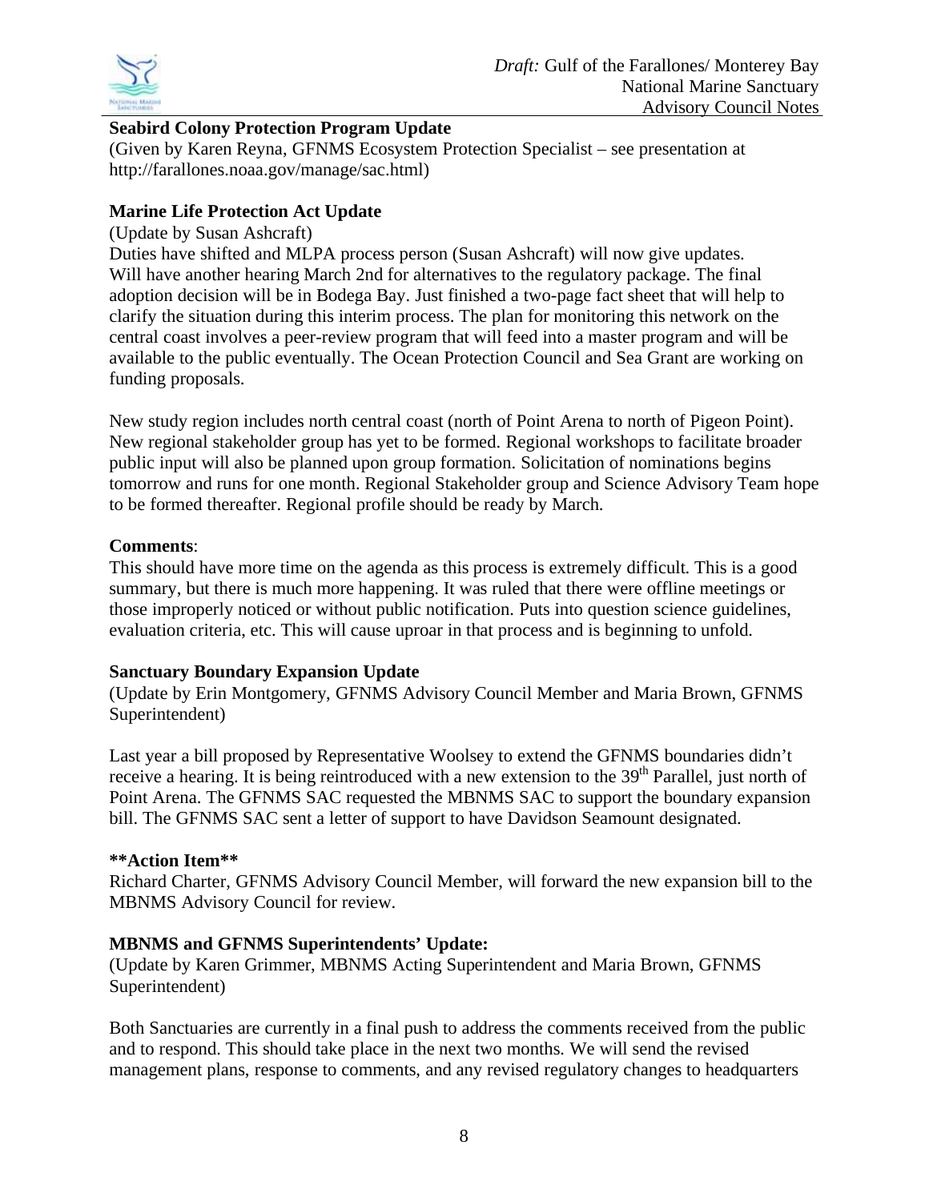**Seabird Colony Protection Program Update**

(Given by Karen Reyna, GFNMS Ecosystem Protection Specialist – see presentation at http://farallones.noaa.gov/manage/sac.html)

**Marine Life Protection Act Update**

(Update by Susan Ashcraft)

Duties have shifted and MLPA process person (Susan Ashcraft) will now give updates. Will have another hearing March 2nd for alternatives to the regulatory package. The final adoption decision will be in Bodega Bay. Just finished a two-page fact sheet that will help to clarify the situation during this interim process. The plan for monitoring this network on the central coast involves a peer-review program that will feed into a master program and will be available to the public eventually. The Ocean Protection Council and Sea Grant are working on funding proposals.

New study region includes north central coast (north of Point Arena to north of Pigeon Point). New regional stakeholder group has yet to be formed. Regional workshops to facilitate broader public input will also be planned upon group formation. Solicitation of nominations begins tomorrow and runs for one month. Regional Stakeholder group and Science Advisory Team hope to be formed thereafter. Regional profile should be ready by March.

**Comments**:

This should have more time on the agenda as this process is extremely difficult. This is a good summary, but there is much more happening. It was ruled that there were offline meetings or those improperly noticed or without public notification. Puts into question science guidelines, evaluation criteria, etc. This will cause uproar in that process and is beginning to unfold.

**Sanctuary Boundary Expansion Update**

(Update by Erin Montgomery, GFNMS Advisory Council Member and Maria Brown, GFNMS Superintendent)

Last year a bill proposed by Representative Woolsey to extend the GFNMS boundaries didn't receive a hearing. It is being reintroduced with a new extension to the 39th Parallel, just north of Point Arena. The GFNMS SAC requested the MBNMS SAC to support the boundary expansion bill. The GFNMS SAC sent a letter of support to have Davidson Seamount designated.

**\*\*Action Item\*\***

Richard Charter, GFNMS Advisory Council Member, will forward the new expansion bill to the MBNMS Advisory Council for review.

**MBNMS and GFNMS Superintendents' Update:**

(Update by Karen Grimmer, MBNMS Acting Superintendent and Maria Brown, GFNMS Superintendent)

Both Sanctuaries are currently in a final push to address the comments received from the public and to respond. This should take place in the next two months. We will send the revised management plans, response to comments, and any revised regulatory changes to headquarters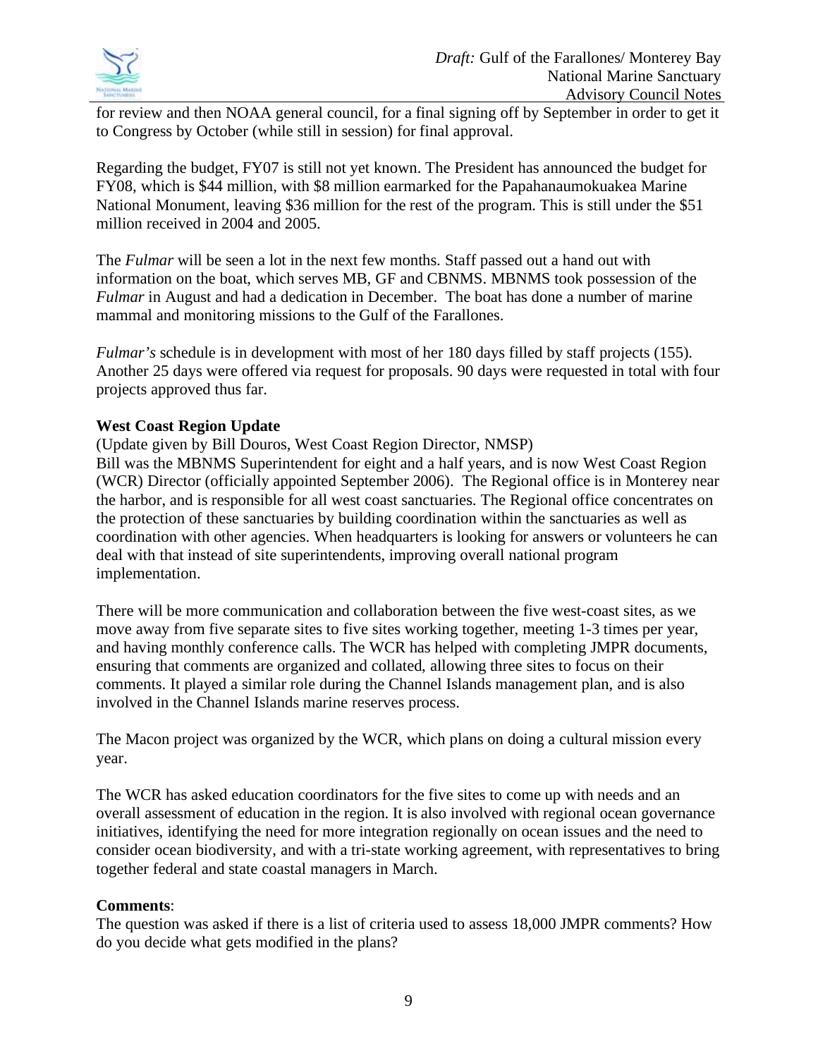for review and then NOAA general council, for a final signing off by September in order to get it to Congress by October (while still in session) for final approval.

Regarding the budget, FY07 is still not yet known. The President has announced the budget for FY08, which is $44 million, with $8 million earmarked for the Papahanaumokuakea Marine National Monument, leaving $36 million for the rest of the program. This is still under the $51 million received in 2004 and 2005.

The *Fulmar* will be seen a lot in the next few months. Staff passed out a hand out with information on the boat, which serves MB, GF and CBNMS. MBNMS took possession of the *Fulmar* in August and had a dedication in December. The boat has done a number of marine mammal and monitoring missions to the Gulf of the Farallones.

*Fulmar's* schedule is in development with most of her 180 days filled by staff projects (155). Another 25 days were offered via request for proposals. 90 days were requested in total with four projects approved thus far.

**West Coast Region Update**

(Update given by Bill Douros, West Coast Region Director, NMSP)
Bill was the MBNMS Superintendent for eight and a half years, and is now West Coast Region (WCR) Director (officially appointed September 2006). The Regional office is in Monterey near the harbor, and is responsible for all west coast sanctuaries. The Regional office concentrates on the protection of these sanctuaries by building coordination within the sanctuaries as well as coordination with other agencies. When headquarters is looking for answers or volunteers he can deal with that instead of site superintendents, improving overall national program implementation.

There will be more communication and collaboration between the five west-coast sites, as we move away from five separate sites to five sites working together, meeting 1-3 times per year, and having monthly conference calls. The WCR has helped with completing JMPR documents, ensuring that comments are organized and collated, allowing three sites to focus on their comments. It played a similar role during the Channel Islands management plan, and is also involved in the Channel Islands marine reserves process.

The Macon project was organized by the WCR, which plans on doing a cultural mission every year.

The WCR has asked education coordinators for the five sites to come up with needs and an overall assessment of education in the region. It is also involved with regional ocean governance initiatives, identifying the need for more integration regionally on ocean issues and the need to consider ocean biodiversity, and with a tri-state working agreement, with representatives to bring together federal and state coastal managers in March.

**Comments**:

The question was asked if there is a list of criteria used to assess 18,000 JMPR comments? How do you decide what gets modified in the plans?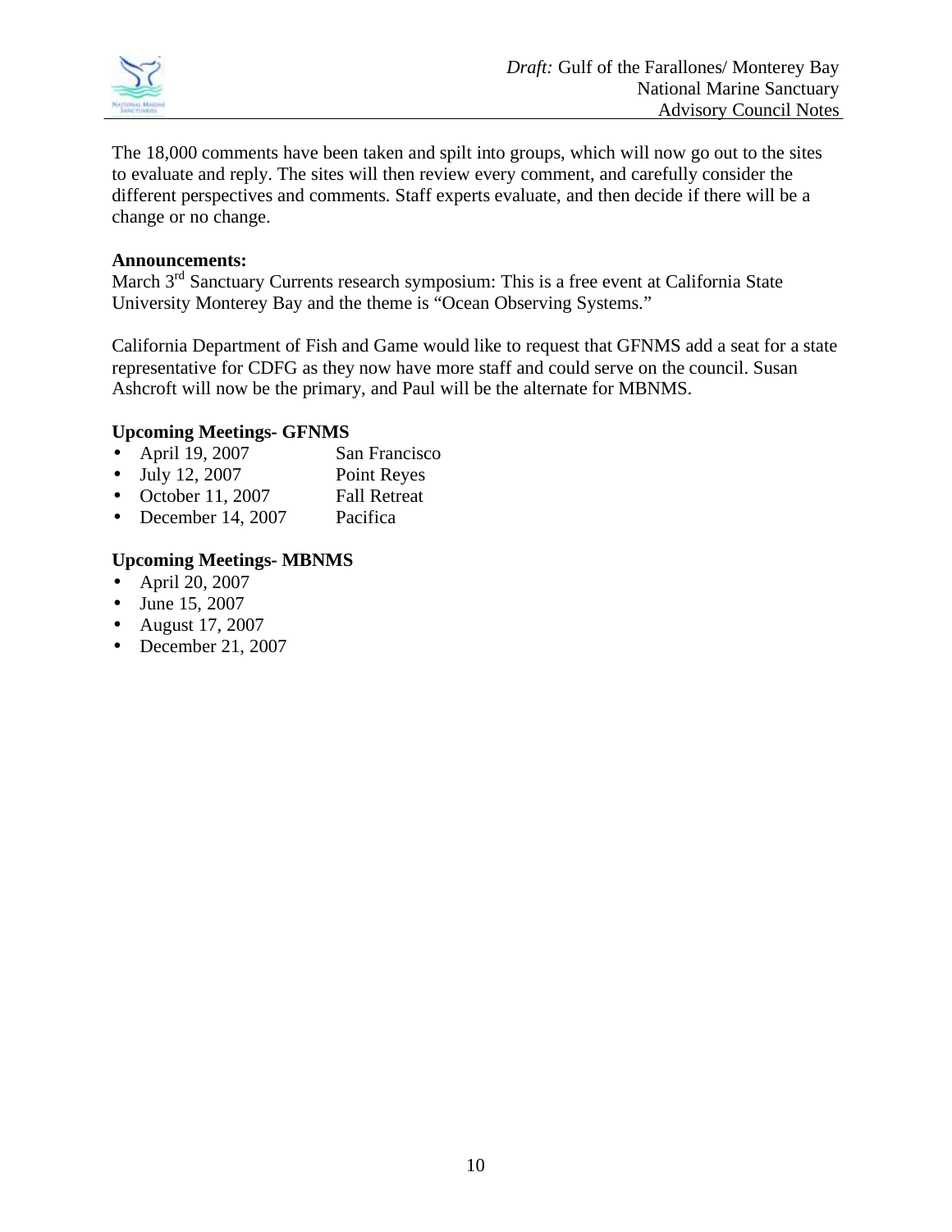The 18,000 comments have been taken and spilt into groups, which will now go out to the sites to evaluate and reply. The sites will then review every comment, and carefully consider the different perspectives and comments. Staff experts evaluate, and then decide if there will be a change or no change.

**Announcements:**
March 3rd Sanctuary Currents research symposium: This is a free event at California State University Monterey Bay and the theme is "Ocean Observing Systems."

California Department of Fish and Game would like to request that GFNMS add a seat for a state representative for CDFG as they now have more staff and could serve on the council. Susan Ashcroft will now be the primary, and Paul will be the alternate for MBNMS.

**Upcoming Meetings- GFNMS**
- April 19, 2007 San Francisco
- July 12, 2007 Point Reyes
- October 11, 2007 Fall Retreat
- December 14, 2007 Pacifica

**Upcoming Meetings- MBNMS**
- April 20, 2007
- June 15, 2007
- August 17, 2007
- December 21, 2007